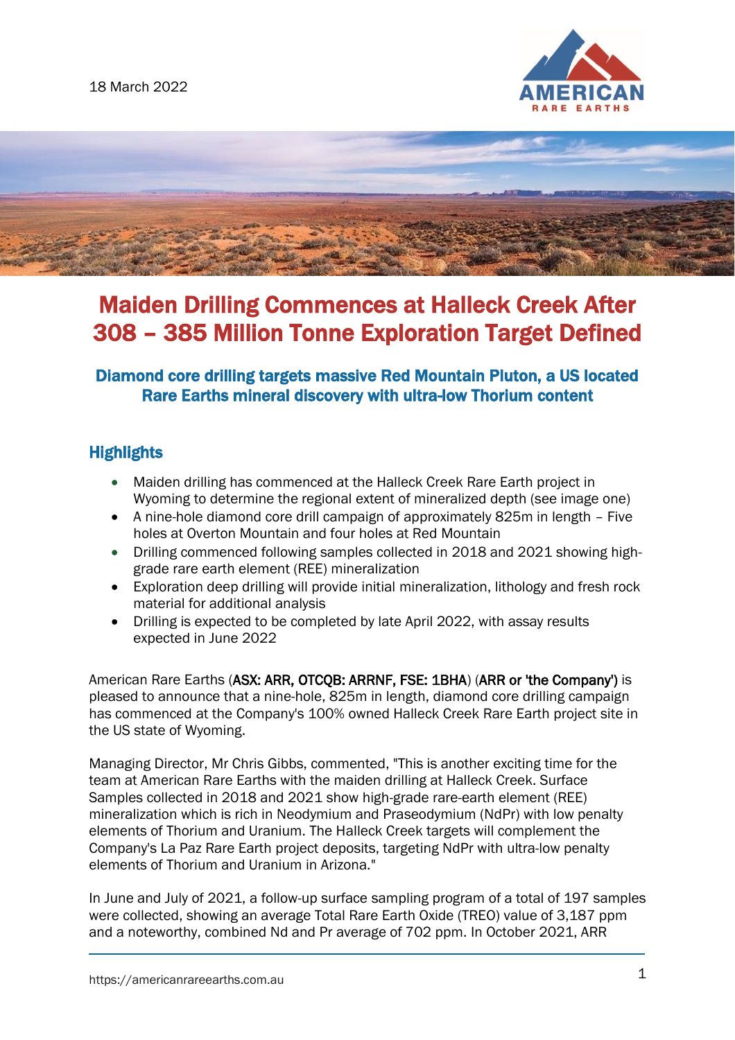18 March 2022

# Maiden Drilling Commences at Halleck Creek After 308 – 385 Million Tonne Exploration Target Defined

## Diamond core drilling targets massive Red Mountain Pluton, a US located Rare Earths mineral discovery with ultra-low Thorium content

## Highlights

- Maiden drilling has commenced at the Halleck Creek Rare Earth project in Wyoming to determine the regional extent of mineralized depth (see image one)
- A nine-hole diamond core drill campaign of approximately 825m in length – Five holes at Overton Mountain and four holes at Red Mountain
- Drilling commenced following samples collected in 2018 and 2021 showing high-grade rare earth element (REE) mineralization
- Exploration deep drilling will provide initial mineralization, lithology and fresh rock material for additional analysis
- Drilling is expected to be completed by late April 2022, with assay results expected in June 2022

American Rare Earths (**ASX: ARR, OTCQB: ARRNF, FSE: 1BHA**) (**ARR or 'the Company'**) is pleased to announce that a nine-hole, 825m in length, diamond core drilling campaign has commenced at the Company's 100% owned Halleck Creek Rare Earth project site in the US state of Wyoming.

Managing Director, Mr Chris Gibbs, commented, "This is another exciting time for the team at American Rare Earths with the maiden drilling at Halleck Creek. Surface Samples collected in 2018 and 2021 show high-grade rare-earth element (REE) mineralization which is rich in Neodymium and Praseodymium (NdPr) with low penalty elements of Thorium and Uranium. The Halleck Creek targets will complement the Company's La Paz Rare Earth project deposits, targeting NdPr with ultra-low penalty elements of Thorium and Uranium in Arizona."

In June and July of 2021, a follow-up surface sampling program of a total of 197 samples were collected, showing an average Total Rare Earth Oxide (TREO) value of 3,187 ppm and a noteworthy, combined Nd and Pr average of 702 ppm. In October 2021, ARR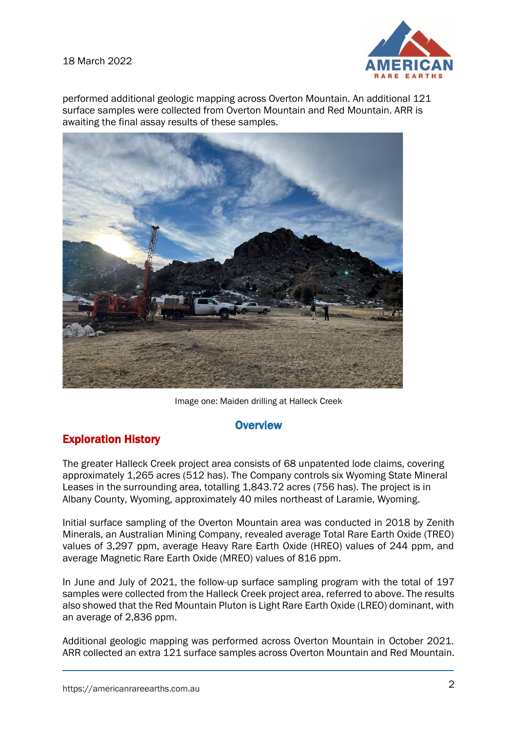performed additional geologic mapping across Overton Mountain. An additional 121 surface samples were collected from Overton Mountain and Red Mountain. ARR is awaiting the final assay results of these samples.

Image one: Maiden drilling at Halleck Creek

## Overview

## Exploration History

The greater Halleck Creek project area consists of 68 unpatented lode claims, covering approximately 1,265 acres (512 has). The Company controls six Wyoming State Mineral Leases in the surrounding area, totalling 1,843.72 acres (756 has). The project is in Albany County, Wyoming, approximately 40 miles northeast of Laramie, Wyoming.

Initial surface sampling of the Overton Mountain area was conducted in 2018 by Zenith Minerals, an Australian Mining Company, revealed average Total Rare Earth Oxide (TREO) values of 3,297 ppm, average Heavy Rare Earth Oxide (HREO) values of 244 ppm, and average Magnetic Rare Earth Oxide (MREO) values of 816 ppm.

In June and July of 2021, the follow-up surface sampling program with the total of 197 samples were collected from the Halleck Creek project area, referred to above. The results also showed that the Red Mountain Pluton is Light Rare Earth Oxide (LREO) dominant, with an average of 2,836 ppm.

Additional geologic mapping was performed across Overton Mountain in October 2021. ARR collected an extra 121 surface samples across Overton Mountain and Red Mountain.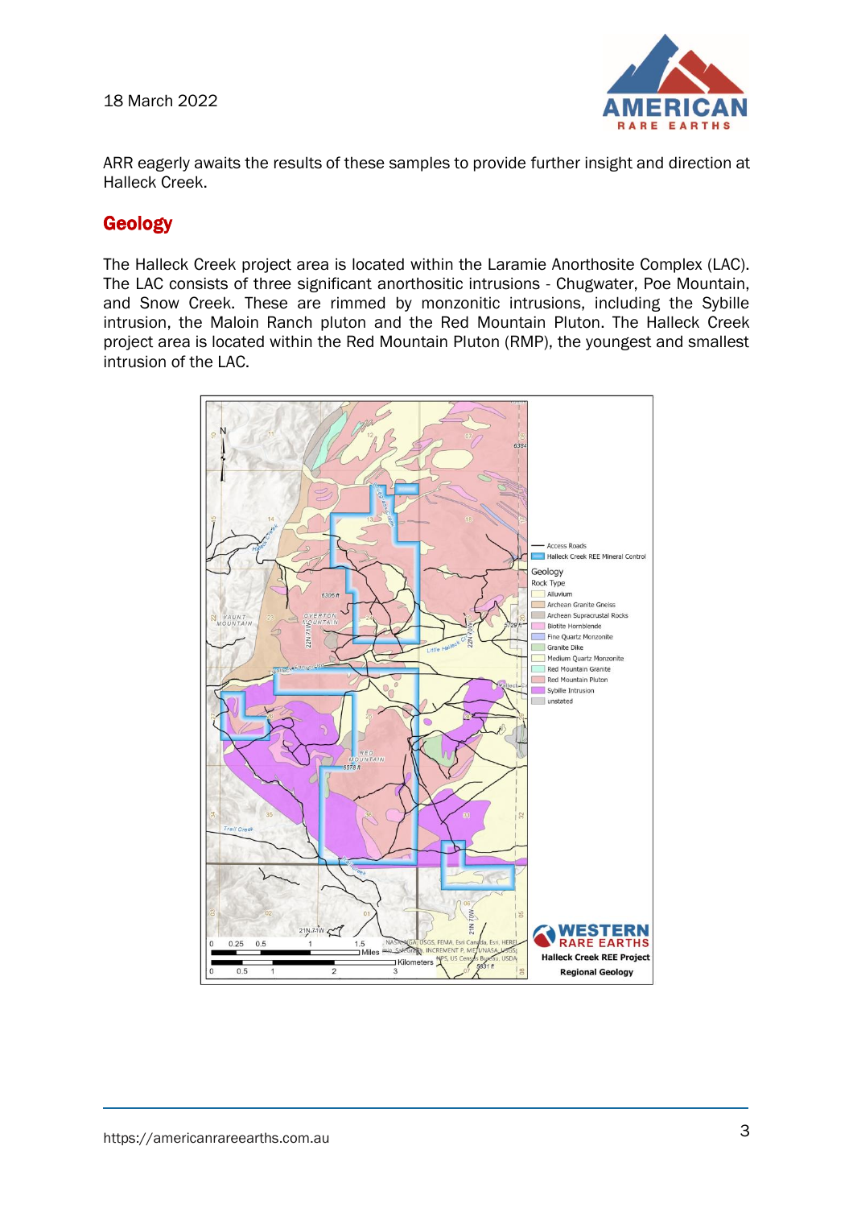ARR eagerly awaits the results of these samples to provide further insight and direction at Halleck Creek.

## Geology

The Halleck Creek project area is located within the Laramie Anorthosite Complex (LAC). The LAC consists of three significant anorthositic intrusions - Chugwater, Poe Mountain, and Snow Creek. These are rimmed by monzonitic intrusions, including the Sybille intrusion, the Maloin Ranch pluton and the Red Mountain Pluton. The Halleck Creek project area is located within the Red Mountain Pluton (RMP), the youngest and smallest intrusion of the LAC.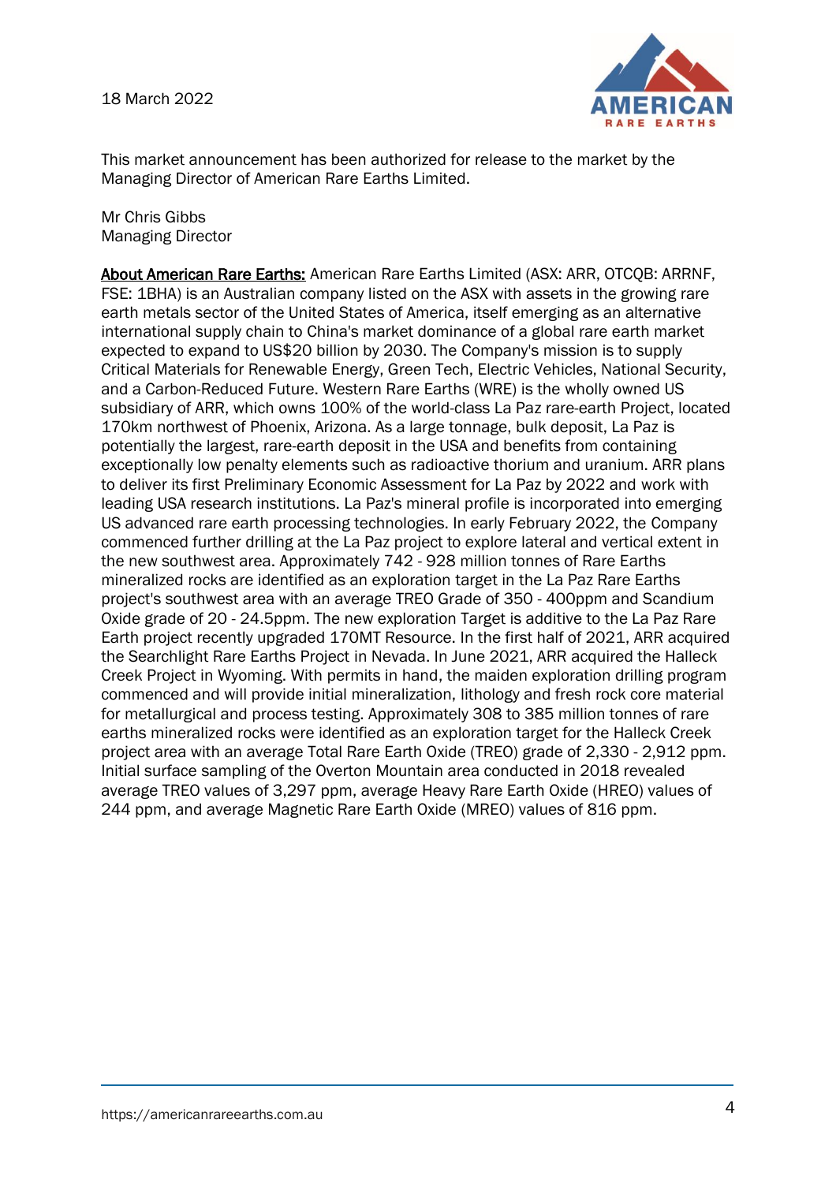18 March 2022

This market announcement has been authorized for release to the market by the Managing Director of American Rare Earths Limited.

Mr Chris Gibbs
Managing Director

**About American Rare Earths:** American Rare Earths Limited (ASX: ARR, OTCQB: ARRNF, FSE: 1BHA) is an Australian company listed on the ASX with assets in the growing rare earth metals sector of the United States of America, itself emerging as an alternative international supply chain to China's market dominance of a global rare earth market expected to expand to US$20 billion by 2030. The Company's mission is to supply Critical Materials for Renewable Energy, Green Tech, Electric Vehicles, National Security, and a Carbon-Reduced Future. Western Rare Earths (WRE) is the wholly owned US subsidiary of ARR, which owns 100% of the world-class La Paz rare-earth Project, located 170km northwest of Phoenix, Arizona. As a large tonnage, bulk deposit, La Paz is potentially the largest, rare-earth deposit in the USA and benefits from containing exceptionally low penalty elements such as radioactive thorium and uranium. ARR plans to deliver its first Preliminary Economic Assessment for La Paz by 2022 and work with leading USA research institutions. La Paz's mineral profile is incorporated into emerging US advanced rare earth processing technologies. In early February 2022, the Company commenced further drilling at the La Paz project to explore lateral and vertical extent in the new southwest area. Approximately 742 - 928 million tonnes of Rare Earths mineralized rocks are identified as an exploration target in the La Paz Rare Earths project's southwest area with an average TREO Grade of 350 - 400ppm and Scandium Oxide grade of 20 - 24.5ppm. The new exploration Target is additive to the La Paz Rare Earth project recently upgraded 170MT Resource. In the first half of 2021, ARR acquired the Searchlight Rare Earths Project in Nevada. In June 2021, ARR acquired the Halleck Creek Project in Wyoming. With permits in hand, the maiden exploration drilling program commenced and will provide initial mineralization, lithology and fresh rock core material for metallurgical and process testing. Approximately 308 to 385 million tonnes of rare earths mineralized rocks were identified as an exploration target for the Halleck Creek project area with an average Total Rare Earth Oxide (TREO) grade of 2,330 - 2,912 ppm. Initial surface sampling of the Overton Mountain area conducted in 2018 revealed average TREO values of 3,297 ppm, average Heavy Rare Earth Oxide (HREO) values of 244 ppm, and average Magnetic Rare Earth Oxide (MREO) values of 816 ppm.

https://americanrareearths.com.au